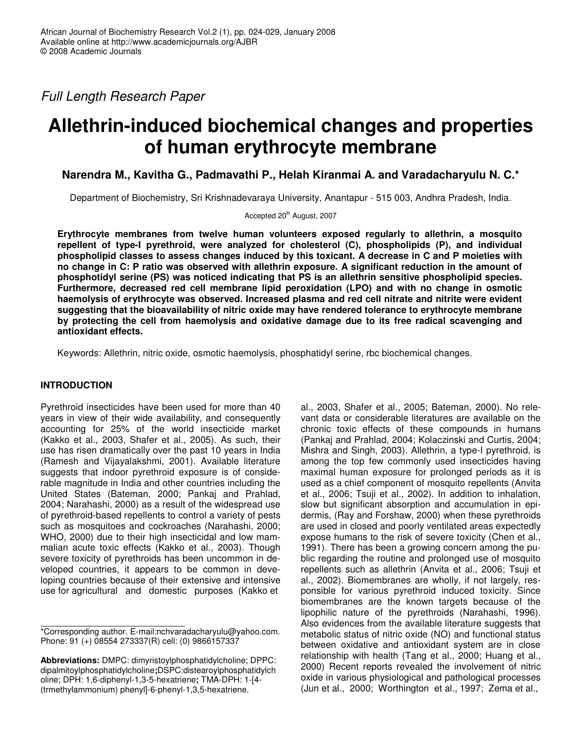*Full Length Research Paper*

# Allethrin-induced biochemical changes and properties of human erythrocyte membrane

**Narendra M., Kavitha G., Padmavathi P., Helah Kiranmai A. and Varadacharyulu N. C.***

Department of Biochemistry, Sri Krishnadevaraya University, Anantapur - 515 003, Andhra Pradesh, India.

Accepted 20th August, 2007

**Erythrocyte membranes from twelve human volunteers exposed regularly to allethrin, a mosquito repellent of type-I pyrethroid, were analyzed for cholesterol (C), phospholipids (P), and individual phospholipid classes to assess changes induced by this toxicant. A decrease in C and P moieties with no change in C: P ratio was observed with allethrin exposure. A significant reduction in the amount of phosphotidyl serine (PS) was noticed indicating that PS is an allethrin sensitive phospholipid species. Furthermore, decreased red cell membrane lipid peroxidation (LPO) and with no change in osmotic haemolysis of erythrocyte was observed. Increased plasma and red cell nitrate and nitrite were evident suggesting that the bioavailability of nitric oxide may have rendered tolerance to erythrocyte membrane by protecting the cell from haemolysis and oxidative damage due to its free radical scavenging and antioxidant effects.**

Keywords: Allethrin, nitric oxide, osmotic haemolysis, phosphatidyl serine, rbc biochemical changes.

## INTRODUCTION

Pyrethroid insecticides have been used for more than 40 years in view of their wide availability, and consequently accounting for 25% of the world insecticide market (Kakko et al., 2003, Shafer et al., 2005). As such, their use has risen dramatically over the past 10 years in India (Ramesh and Vijayalakshmi, 2001). Available literature suggests that indoor pyrethroid exposure is of considerable magnitude in India and other countries including the United States (Bateman, 2000; Pankaj and Prahlad, 2004; Narahashi, 2000) as a result of the widespread use of pyrethroid-based repellents to control a variety of pests such as mosquitoes and cockroaches (Narahashi, 2000; WHO, 2000) due to their high insecticidal and low mammalian acute toxic effects (Kakko et al., 2003). Though severe toxicity of pyrethroids has been uncommon in developed countries, it appears to be common in developing countries because of their extensive and intensive use for agricultural and domestic purposes (Kakko et al., 2003, Shafer et al., 2005; Bateman, 2000). No relevant data or considerable literatures are available on the chronic toxic effects of these compounds in humans (Pankaj and Prahlad, 2004; Kolaczinski and Curtis, 2004; Mishra and Singh, 2003). Allethrin, a type-I pyrethroid, is among the top few commonly used insecticides having maximal human exposure for prolonged periods as it is used as a chief component of mosquito repellents (Anvita et al., 2006; Tsuji et al., 2002). In addition to inhalation, slow but significant absorption and accumulation in epidermis, (Ray and Forshaw, 2000) when these pyrethroids are used in closed and poorly ventilated areas expectedly expose humans to the risk of severe toxicity (Chen et al., 1991). There has been a growing concern among the public regarding the routine and prolonged use of mosquito repellents such as allethrin (Anvita et al., 2006; Tsuji et al., 2002). Biomembranes are wholly, if not largely, responsible for various pyrethroid induced toxicity. Since biomembranes are the known targets because of the lipophilic nature of the pyrethroids (Narahashi, 1996). Also evidences from the available literature suggests that metabolic status of nitric oxide (NO) and functional status between oxidative and antioxidant system are in close relationship with health (Tang et al., 2000; Huang et al., 2000) Recent reports revealed the involvement of nitric oxide in various physiological and pathological processes (Jun et al., 2000; Worthington et al., 1997; Zema et al.,

*Corresponding author. E-mail:nchvaradacharyulu@yahoo.com. Phone: 91 (+) 08554 273337(R) cell: (0) 9866157337

**Abbreviations:** DMPC: dimyristoylphosphatidylcholine; DPPC: dipalmitoylphosphatidylcholine**;**DSPC:distearoylphosphatidylcholine; DPH: 1,6-diphenyl-1,3-5-hexatriene**;** TMA-DPH: 1-[4-(trmethylammonium) phenyl]-6-phenyl-1,3,5-hexatriene.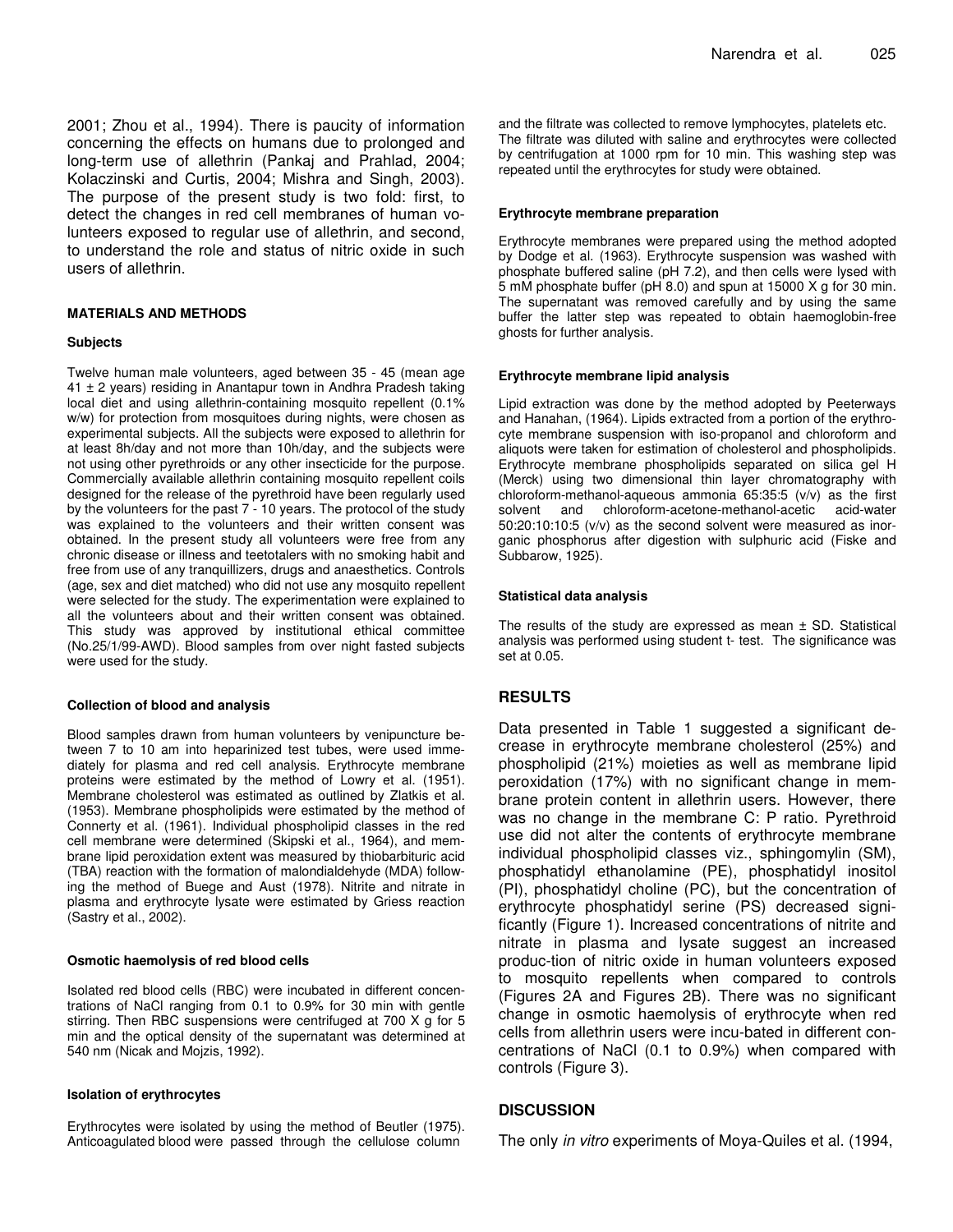2001; Zhou et al., 1994). There is paucity of information concerning the effects on humans due to prolonged and long-term use of allethrin (Pankaj and Prahlad, 2004; Kolaczinski and Curtis, 2004; Mishra and Singh, 2003). The purpose of the present study is two fold: first, to detect the changes in red cell membranes of human volunteers exposed to regular use of allethrin, and second, to understand the role and status of nitric oxide in such users of allethrin.

## MATERIALS AND METHODS

### Subjects

Twelve human male volunteers, aged between 35 - 45 (mean age 41 ± 2 years) residing in Anantapur town in Andhra Pradesh taking local diet and using allethrin-containing mosquito repellent (0.1% w/w) for protection from mosquitoes during nights, were chosen as experimental subjects. All the subjects were exposed to allethrin for at least 8h/day and not more than 10h/day, and the subjects were not using other pyrethroids or any other insecticide for the purpose. Commercially available allethrin containing mosquito repellent coils designed for the release of the pyrethroid have been regularly used by the volunteers for the past 7 - 10 years. The protocol of the study was explained to the volunteers and their written consent was obtained. In the present study all volunteers were free from any chronic disease or illness and teetotalers with no smoking habit and free from use of any tranquillizers, drugs and anaesthetics. Controls (age, sex and diet matched) who did not use any mosquito repellent were selected for the study. The experimentation were explained to all the volunteers about and their written consent was obtained. This study was approved by institutional ethical committee (No.25/1/99-AWD). Blood samples from over night fasted subjects were used for the study.

### Collection of blood and analysis

Blood samples drawn from human volunteers by venipuncture between 7 to 10 am into heparinized test tubes, were used immediately for plasma and red cell analysis. Erythrocyte membrane proteins were estimated by the method of Lowry et al. (1951). Membrane cholesterol was estimated as outlined by Zlatkis et al. (1953). Membrane phospholipids were estimated by the method of Connerty et al. (1961). Individual phospholipid classes in the red cell membrane were determined (Skipski et al., 1964), and membrane lipid peroxidation extent was measured by thiobarbituric acid (TBA) reaction with the formation of malondialdehyde (MDA) following the method of Buege and Aust (1978). Nitrite and nitrate in plasma and erythrocyte lysate were estimated by Griess reaction (Sastry et al., 2002).

### Osmotic haemolysis of red blood cells

Isolated red blood cells (RBC) were incubated in different concentrations of NaCl ranging from 0.1 to 0.9% for 30 min with gentle stirring. Then RBC suspensions were centrifuged at 700 X g for 5 min and the optical density of the supernatant was determined at 540 nm (Nicak and Mojzis, 1992).

### Isolation of erythrocytes

Erythrocytes were isolated by using the method of Beutler (1975). Anticoagulated blood were passed through the cellulose column and the filtrate was collected to remove lymphocytes, platelets etc. The filtrate was diluted with saline and erythrocytes were collected by centrifugation at 1000 rpm for 10 min. This washing step was repeated until the erythrocytes for study were obtained.

### Erythrocyte membrane preparation

Erythrocyte membranes were prepared using the method adopted by Dodge et al. (1963). Erythrocyte suspension was washed with phosphate buffered saline (pH 7.2), and then cells were lysed with 5 mM phosphate buffer (pH 8.0) and spun at 15000 X g for 30 min. The supernatant was removed carefully and by using the same buffer the latter step was repeated to obtain haemoglobin-free ghosts for further analysis.

### Erythrocyte membrane lipid analysis

Lipid extraction was done by the method adopted by Peeterways and Hanahan, (1964). Lipids extracted from a portion of the erythrocyte membrane suspension with iso-propanol and chloroform and aliquots were taken for estimation of cholesterol and phospholipids. Erythrocyte membrane phospholipids separated on silica gel H (Merck) using two dimensional thin layer chromatography with chloroform-methanol-aqueous ammonia 65:35:5 (v/v) as the first solvent and chloroform-acetone-methanol-acetic acid-water 50:20:10:10:5 (v/v) as the second solvent were measured as inorganic phosphorus after digestion with sulphuric acid (Fiske and Subbarow, 1925).

### Statistical data analysis

The results of the study are expressed as mean ± SD. Statistical analysis was performed using student t- test. The significance was set at 0.05.

## RESULTS

Data presented in Table 1 suggested a significant decrease in erythrocyte membrane cholesterol (25%) and phospholipid (21%) moieties as well as membrane lipid peroxidation (17%) with no significant change in membrane protein content in allethrin users. However, there was no change in the membrane C: P ratio. Pyrethroid use did not alter the contents of erythrocyte membrane individual phospholipid classes viz., sphingomylin (SM), phosphatidyl ethanolamine (PE), phosphatidyl inositol (PI), phosphatidyl choline (PC), but the concentration of erythrocyte phosphatidyl serine (PS) decreased significantly (Figure 1). Increased concentrations of nitrite and nitrate in plasma and lysate suggest an increased produc-tion of nitric oxide in human volunteers exposed to mosquito repellents when compared to controls (Figures 2A and Figures 2B). There was no significant change in osmotic haemolysis of erythrocyte when red cells from allethrin users were incu-bated in different concentrations of NaCl (0.1 to 0.9%) when compared with controls (Figure 3).

## DISCUSSION

The only *in vitro* experiments of Moya-Quiles et al. (1994,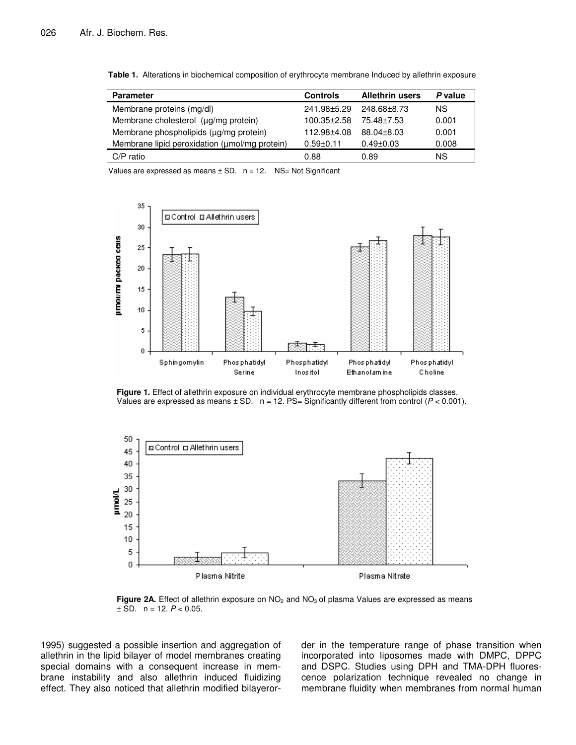**Table 1.** Alterations in biochemical composition of erythrocyte membrane Induced by allethrin exposure

| Parameter | Controls | Allethrin users | *P* value |
|---|---|---|---|
| Membrane proteins (mg/dl) | 241.98±5.29 | 248.68±8.73 | NS |
| Membrane cholesterol (µg/mg protein) | 100.35±2.58 | 75.48±7.53 | 0.001 |
| Membrane phospholipids (µg/mg protein) | 112.98±4.08 | 88.04±8.03 | 0.001 |
| Membrane lipid peroxidation (µmol/mg protein) | 0.59±0.11 | 0.49±0.03 | 0.008 |
| C/P ratio | 0.88 | 0.89 | NS |

Values are expressed as means ± SD. n = 12. NS= Not Significant

**Figure 1.** Effect of allethrin exposure on individual erythrocyte membrane phospholipids classes. Values are expressed as means ± SD. n = 12. PS= Significantly different from control ($P < 0.001$).

**Figure 2A.** Effect of allethrin exposure on $NO_2$ and $NO_3$ of plasma Values are expressed as means ± SD. n = 12. $P < 0.05$.

1995) suggested a possible insertion and aggregation of allethrin in the lipid bilayer of model membranes creating special domains with a consequent increase in membrane instability and also allethrin induced fluidizing effect. They also noticed that allethrin modified bilayerorder in the temperature range of phase transition when incorporated into liposomes made with DMPC, DPPC and DSPC. Studies using DPH and TMA-DPH fluorescence polarization technique revealed no change in membrane fluidity when membranes from normal human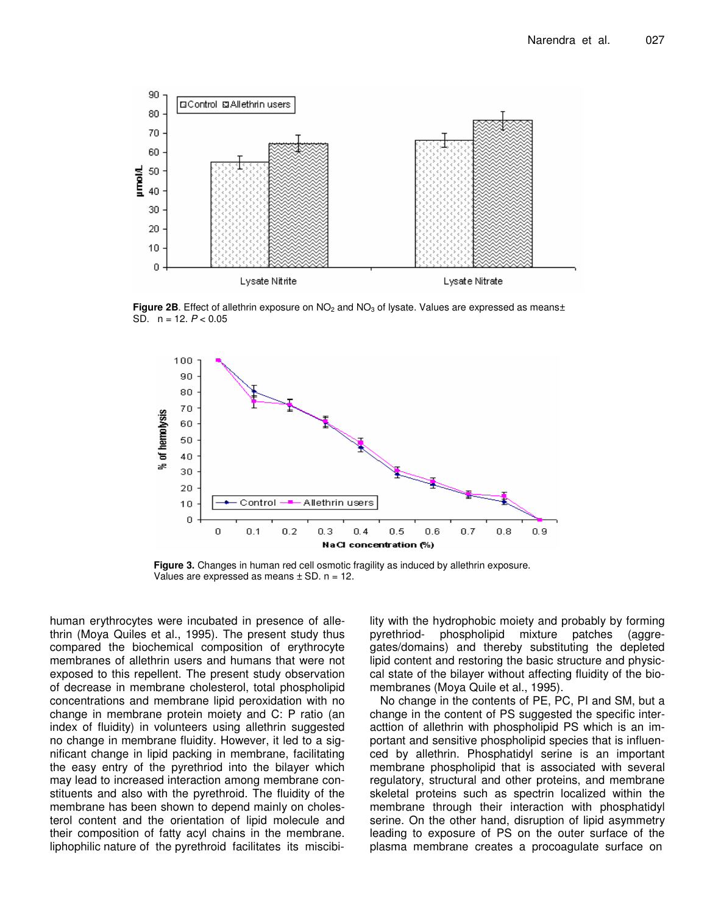**Figure 2B**. Effect of allethrin exposure on $NO_2$ and $NO_3$ of lysate. Values are expressed as means± SD. n = 12. $P < 0.05$

**Figure 3.** Changes in human red cell osmotic fragility as induced by allethrin exposure. Values are expressed as means ± SD. n = 12.

human erythrocytes were incubated in presence of allethrin (Moya Quiles et al., 1995). The present study thus compared the biochemical composition of erythrocyte membranes of allethrin users and humans that were not exposed to this repellent. The present study observation of decrease in membrane cholesterol, total phospholipid concentrations and membrane lipid peroxidation with no change in membrane protein moiety and C: P ratio (an index of fluidity) in volunteers using allethrin suggested no change in membrane fluidity. However, it led to a significant change in lipid packing in membrane, facilitating the easy entry of the pyrethriod into the bilayer which may lead to increased interaction among membrane constituents and also with the pyrethroid. The fluidity of the membrane has been shown to depend mainly on cholesterol content and the orientation of lipid molecule and their composition of fatty acyl chains in the membrane. liphophilic nature of the pyrethroid facilitates its miscibility with the hydrophobic moiety and probably by forming pyrethriod- phospholipid mixture patches (aggregates/domains) and thereby substituting the depleted lipid content and restoring the basic structure and physiccal state of the bilayer without affecting fluidity of the biomembranes (Moya Quile et al., 1995).

No change in the contents of PE, PC, PI and SM, but a change in the content of PS suggested the specific interacttion of allethrin with phospholipid PS which is an important and sensitive phospholipid species that is influenced by allethrin. Phosphatidyl serine is an important membrane phospholipid that is associated with several regulatory, structural and other proteins, and membrane skeletal proteins such as spectrin localized within the membrane through their interaction with phosphatidyl serine. On the other hand, disruption of lipid asymmetry leading to exposure of PS on the outer surface of the plasma membrane creates a procoagulate surface on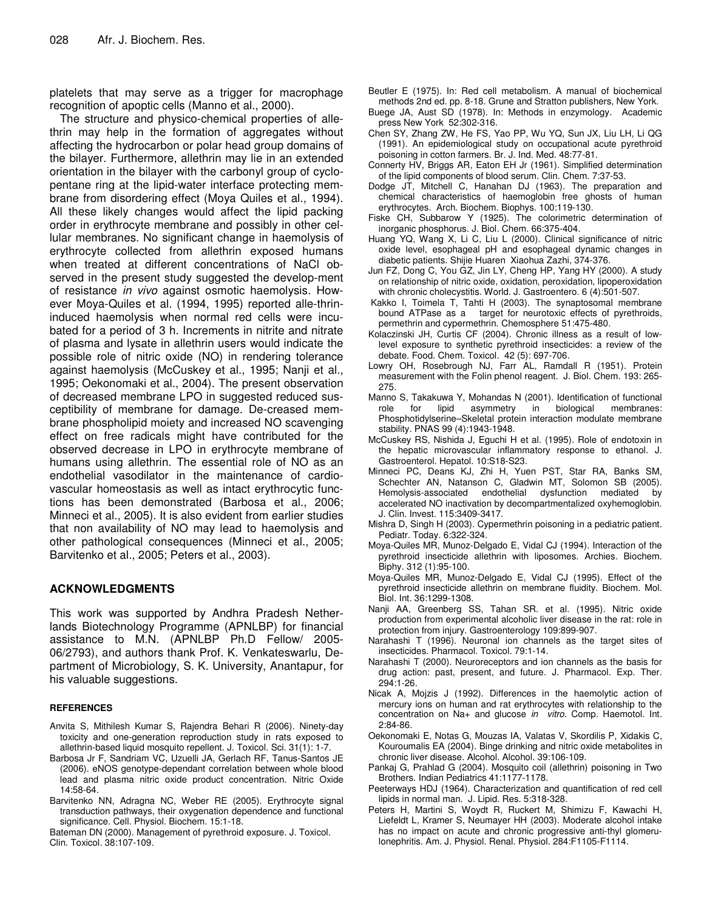platelets that may serve as a trigger for macrophage recognition of apoptic cells (Manno et al., 2000).

The structure and physico-chemical properties of allethrin may help in the formation of aggregates without affecting the hydrocarbon or polar head group domains of the bilayer. Furthermore, allethrin may lie in an extended orientation in the bilayer with the carbonyl group of cyclopentane ring at the lipid-water interface protecting membrane from disordering effect (Moya Quiles et al., 1994). All these likely changes would affect the lipid packing order in erythrocyte membrane and possibly in other cellular membranes. No significant change in haemolysis of erythrocyte collected from allethrin exposed humans when treated at different concentrations of NaCl observed in the present study suggested the development of resistance *in vivo* against osmotic haemolysis. However Moya-Quiles et al. (1994, 1995) reported allethrin-induced haemolysis when normal red cells were incubated for a period of 3 h. Increments in nitrite and nitrate of plasma and lysate in allethrin users would indicate the possible role of nitric oxide (NO) in rendering tolerance against haemolysis (McCuskey et al., 1995; Nanji et al., 1995; Oekonomaki et al., 2004). The present observation of decreased membrane LPO in suggested reduced susceptibility of membrane for damage. De-creased membrane phospholipid moiety and increased NO scavenging effect on free radicals might have contributed for the observed decrease in LPO in erythrocyte membrane of humans using allethrin. The essential role of NO as an endothelial vasodilator in the maintenance of cardiovascular homeostasis as well as intact erythrocytic functions has been demonstrated (Barbosa et al., 2006; Minneci et al., 2005). It is also evident from earlier studies that non availability of NO may lead to haemolysis and other pathological consequences (Minneci et al., 2005; Barvitenko et al., 2005; Peters et al., 2003).

## ACKNOWLEDGMENTS

This work was supported by Andhra Pradesh Netherlands Biotechnology Programme (APNLBP) for financial assistance to M.N. (APNLBP Ph.D Fellow/ 2005-06/2793), and authors thank Prof. K. Venkateswarlu, Department of Microbiology, S. K. University, Anantapur, for his valuable suggestions.

## REFERENCES

Anvita S, Mithilesh Kumar S, Rajendra Behari R (2006). Ninety-day toxicity and one-generation reproduction study in rats exposed to allethrin-based liquid mosquito repellent. J. Toxicol. Sci. 31(1): 1-7.

Barbosa Jr F, Sandriam VC, Uzuelli JA, Gerlach RF, Tanus-Santos JE (2006). eNOS genotype-dependant correlation between whole blood lead and plasma nitric oxide product concentration. Nitric Oxide 14:58-64.

Barvitenko NN, Adragna NC, Weber RE (2005). Erythrocyte signal transduction pathways, their oxygenation dependence and functional significance. Cell. Physiol. Biochem. 15:1-18.

Bateman DN (2000). Management of pyrethroid exposure. J. Toxicol. Clin. Toxicol. 38:107-109.

Beutler E (1975). In: Red cell metabolism. A manual of biochemical methods 2nd ed. pp. 8-18. Grune and Stratton publishers, New York.

Buege JA, Aust SD (1978). In: Methods in enzymology. Academic press New York 52:302-316.

Chen SY, Zhang ZW, He FS, Yao PP, Wu YQ, Sun JX, Liu LH, Li QG (1991). An epidemiological study on occupational acute pyrethroid poisoning in cotton farmers. Br. J. Ind. Med. 48:77-81.

Connerty HV, Briggs AR, Eaton EH Jr (1961). Simplified determination of the lipid components of blood serum. Clin. Chem. 7:37-53.

Dodge JT, Mitchell C, Hanahan DJ (1963). The preparation and chemical characteristics of haemoglobin free ghosts of human erythrocytes. Arch. Biochem. Biophys. 100:119-130.

Fiske CH, Subbarow Y (1925). The colorimetric determination of inorganic phosphorus. J. Biol. Chem. 66:375-404.

Huang YQ, Wang X, Li C, Liu L (2000). Clinical significance of nitric oxide level, esophageal pH and esophageal dynamic changes in diabetic patients. Shijie Huaren Xiaohua Zazhi, 374-376.

Jun FZ, Dong C, You GZ, Jin LY, Cheng HP, Yang HY (2000). A study on relationship of nitric oxide, oxidation, peroxidation, lipoperoxidation with chronic cholecystitis. World. J. Gastroentero. 6 (4):501-507.

Kakko I, Toimela T, Tahti H (2003). The synaptosomal membrane bound ATPase as a target for neurotoxic effects of pyrethroids, permethrin and cypermethrin. Chemosphere 51:475-480.

Kolaczinski JH, Curtis CF (2004). Chronic illness as a result of low-level exposure to synthetic pyrethroid insecticides: a review of the debate. Food. Chem. Toxicol. 42 (5): 697-706.

Lowry OH, Rosebrough NJ, Farr AL, Ramdall R (1951). Protein measurement with the Folin phenol reagent. J. Biol. Chem. 193: 265-275.

Manno S, Takakuwa Y, Mohandas N (2001). Identification of functional role for lipid asymmetry in biological membranes: Phosphotidylserine–Skeletal protein interaction modulate membrane stability. PNAS 99 (4):1943-1948.

McCuskey RS, Nishida J, Eguchi H et al. (1995). Role of endotoxin in the hepatic microvascular inflammatory response to ethanol. J. Gastroenterol. Hepatol. 10:S18-S23.

Minneci PC, Deans KJ, Zhi H, Yuen PST, Star RA, Banks SM, Schechter AN, Natanson C, Gladwin MT, Solomon SB (2005). Hemolysis-associated endothelial dysfunction mediated by accelerated NO inactivation by decompartmentalized oxyhemoglobin. J. Clin. Invest. 115:3409-3417.

Mishra D, Singh H (2003). Cypermethrin poisoning in a pediatric patient. Pediatr. Today. 6:322-324.

Moya-Quiles MR, Munoz-Delgado E, Vidal CJ (1994). Interaction of the pyrethroid insecticide allethrin with liposomes. Archies. Biochem. Biphy. 312 (1):95-100.

Moya-Quiles MR, Munoz-Delgado E, Vidal CJ (1995). Effect of the pyrethroid insecticide allethrin on membrane fluidity. Biochem. Mol. Biol. Int. 36:1299-1308.

Nanji AA, Greenberg SS, Tahan SR. et al. (1995). Nitric oxide production from experimental alcoholic liver disease in the rat: role in protection from injury. Gastroenterology 109:899-907.

Narahashi T (1996). Neuronal ion channels as the target sites of insecticides. Pharmacol. Toxicol. 79:1-14.

Narahashi T (2000). Neuroreceptors and ion channels as the basis for drug action: past, present, and future. J. Pharmacol. Exp. Ther. 294:1-26.

Nicak A, Mojzis J (1992). Differences in the haemolytic action of mercury ions on human and rat erythrocytes with relationship to the concentration on Na+ and glucose *in vitro*. Comp. Haemotol. Int. 2:84-86.

Oekonomaki E, Notas G, Mouzas IA, Valatas V, Skordilis P, Xidakis C, Kouroumalis EA (2004). Binge drinking and nitric oxide metabolites in chronic liver disease. Alcohol. Alcohol. 39:106-109.

Pankaj G, Prahlad G (2004). Mosquito coil (allethrin) poisoning in Two Brothers. Indian Pediatrics 41:1177-1178.

Peeterways HDJ (1964). Characterization and quantification of red cell lipids in normal man. J. Lipid. Res. 5:318-328.

Peters H, Martini S, Woydt R, Ruckert M, Shimizu F, Kawachi H, Liefeldt L, Kramer S, Neumayer HH (2003). Moderate alcohol intake has no impact on acute and chronic progressive anti-thyl glomerulonephritis. Am. J. Physiol. Renal. Physiol. 284:F1105-F1114.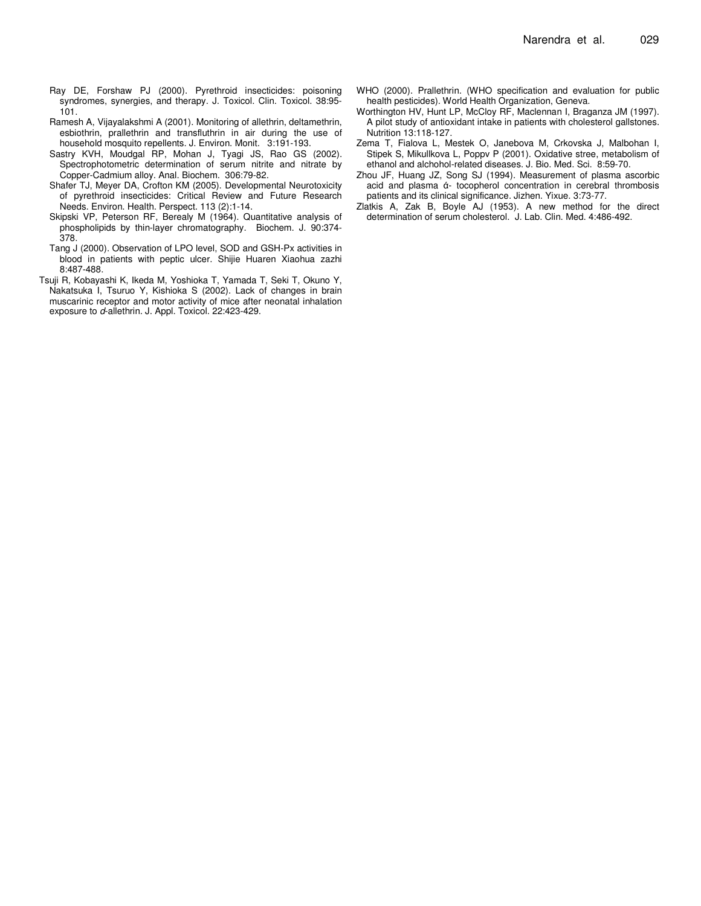Ray DE, Forshaw PJ (2000). Pyrethroid insecticides: poisoning syndromes, synergies, and therapy. J. Toxicol. Clin. Toxicol. 38:95-101.

Ramesh A, Vijayalakshmi A (2001). Monitoring of allethrin, deltamethrin, esbiothrin, prallethrin and transfluthrin in air during the use of household mosquito repellents. J. Environ. Monit. 3:191-193.

Sastry KVH, Moudgal RP, Mohan J, Tyagi JS, Rao GS (2002). Spectrophotometric determination of serum nitrite and nitrate by Copper-Cadmium alloy. Anal. Biochem. 306:79-82.

Shafer TJ, Meyer DA, Crofton KM (2005). Developmental Neurotoxicity of pyrethroid insecticides: Critical Review and Future Research Needs. Environ. Health. Perspect. 113 (2):1-14.

Skipski VP, Peterson RF, Berealy M (1964). Quantitative analysis of phospholipids by thin-layer chromatography. Biochem. J. 90:374-378.

Tang J (2000). Observation of LPO level, SOD and GSH-Px activities in blood in patients with peptic ulcer. Shijie Huaren Xiaohua zazhi 8:487-488.

Tsuji R, Kobayashi K, Ikeda M, Yoshioka T, Yamada T, Seki T, Okuno Y, Nakatsuka I, Tsuruo Y, Kishioka S (2002). Lack of changes in brain muscarinic receptor and motor activity of mice after neonatal inhalation exposure to *d*-allethrin. J. Appl. Toxicol. 22:423-429.

WHO (2000). Prallethrin. (WHO specification and evaluation for public health pesticides). World Health Organization, Geneva.

Worthington HV, Hunt LP, McCloy RF, Maclennan I, Braganza JM (1997). A pilot study of antioxidant intake in patients with cholesterol gallstones. Nutrition 13:118-127.

Zema T, Fialova L, Mestek O, Janebova M, Crkovska J, Malbohan I, Stipek S, Mikullkova L, Poppv P (2001). Oxidative stree, metabolism of ethanol and alchohol-related diseases. J. Bio. Med. Sci. 8:59-70.

Zhou JF, Huang JZ, Song SJ (1994). Measurement of plasma ascorbic acid and plasma ά- tocopherol concentration in cerebral thrombosis patients and its clinical significance. Jizhen. Yixue. 3:73-77.

Zlatkis A, Zak B, Boyle AJ (1953). A new method for the direct determination of serum cholesterol. J. Lab. Clin. Med. 4:486-492.